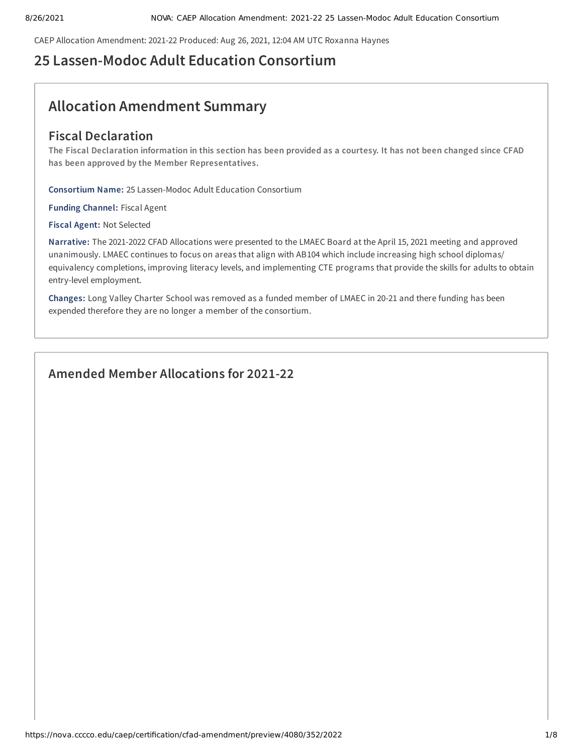CAEP Allocation Amendment: 2021-22 Produced: Aug 26, 2021, 12:04 AM UTC Roxanna Haynes

# 25 Lassen-Modoc Adult Education Consortium

## Allocation Amendment Summary

### Fiscal Declaration

**The Fiscal Declaration information in this section has been provided as a courtesy. It has not been changed since CFAD has been approved by the Member Representatives.**

**Consortium Name:** 25 Lassen-Modoc Adult Education Consortium

**Funding Channel:** Fiscal Agent

**Fiscal Agent:** Not Selected

**Narrative:** The 2021-2022 CFAD Allocations were presented to the LMAEC Board at the April 15, 2021 meeting and approved unanimously. LMAEC continues to focus on areas that align with AB104 which include increasing high school diplomas/ equivalency completions, improving literacy levels, and implementing CTE programs that provide the skills for adults to obtain entry-level employment.

**Changes:** Long Valley Charter School was removed as a funded member of LMAEC in 20-21 and there funding has been expended therefore they are no longer a member of the consortium.

## Amended Member Allocations for 2021-22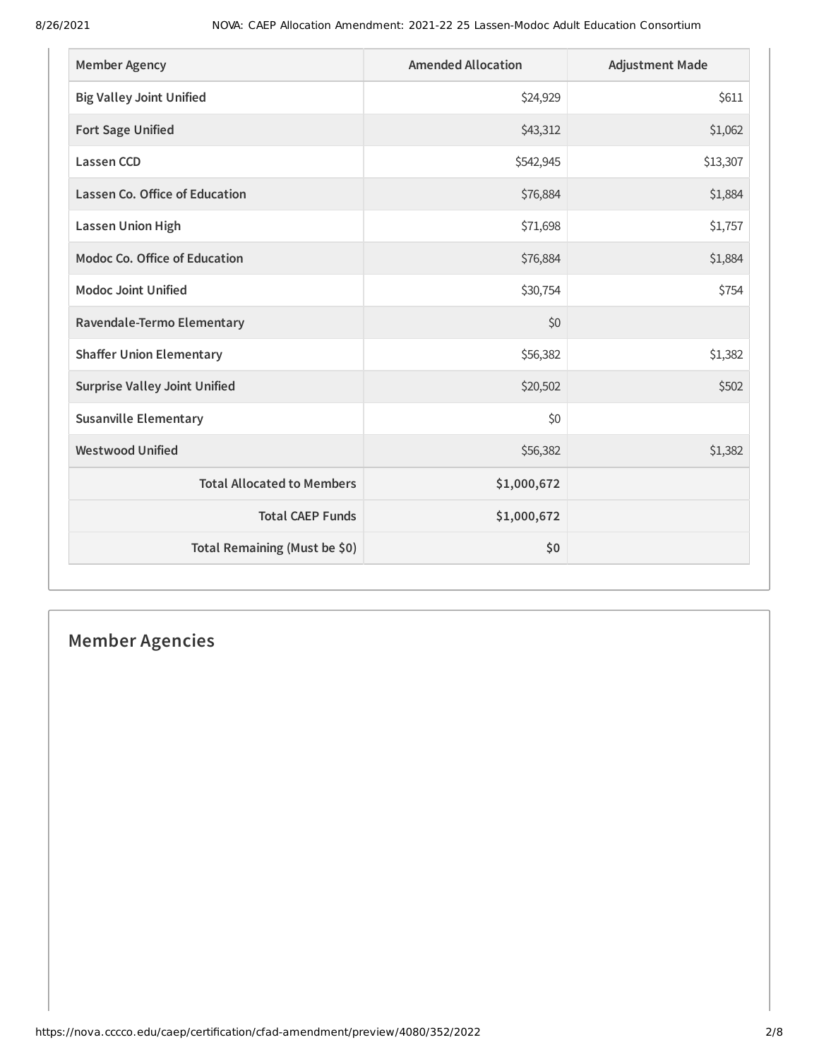| Member Agency | Amended Allocation | Adjustment Made |
| --- | --- | --- |
| Big Valley Joint Unified | $24,929 | $611 |
| Fort Sage Unified | $43,312 | $1,062 |
| Lassen CCD | $542,945 | $13,307 |
| Lassen Co. Office of Education | $76,884 | $1,884 |
| Lassen Union High | $71,698 | $1,757 |
| Modoc Co. Office of Education | $76,884 | $1,884 |
| Modoc Joint Unified | $30,754 | $754 |
| Ravendale-Termo Elementary | $0 | |
| Shaffer Union Elementary | $56,382 | $1,382 |
| Surprise Valley Joint Unified | $20,502 | $502 |
| Susanville Elementary | $0 | |
| Westwood Unified | $56,382 | $1,382 |
| **Total Allocated to Members** | **$1,000,672** | |
| **Total CAEP Funds** | **$1,000,672** | |
| **Total Remaining (Must be $0)** | **$0** | |

## Member Agencies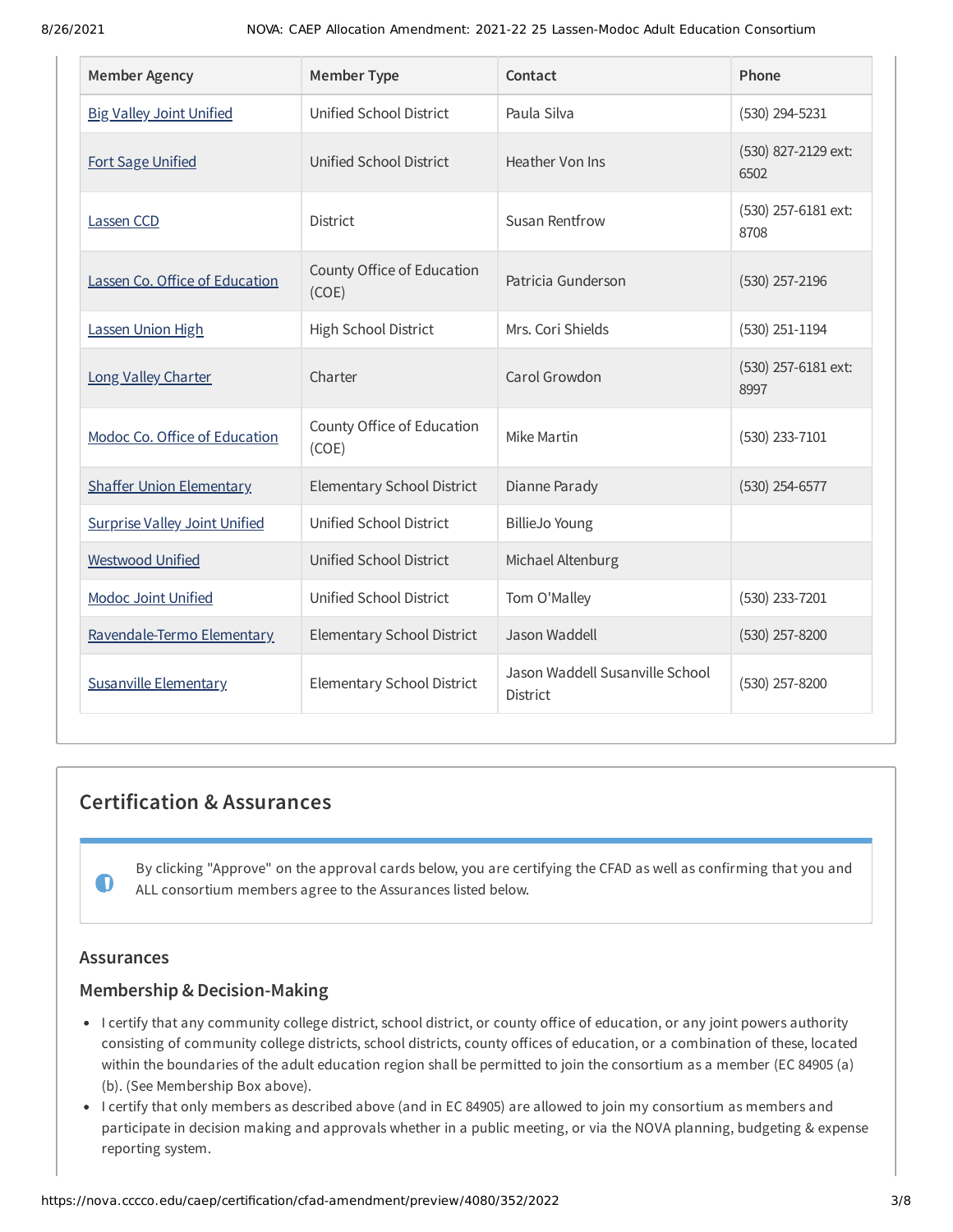| Member Agency | Member Type | Contact | Phone |
| --- | --- | --- | --- |
| Big Valley Joint Unified | Unified School District | Paula Silva | (530) 294-5231 |
| Fort Sage Unified | Unified School District | Heather Von Ins | (530) 827-2129 ext: 6502 |
| Lassen CCD | District | Susan Rentfrow | (530) 257-6181 ext: 8708 |
| Lassen Co. Office of Education | County Office of Education (COE) | Patricia Gunderson | (530) 257-2196 |
| Lassen Union High | High School District | Mrs. Cori Shields | (530) 251-1194 |
| Long Valley Charter | Charter | Carol Growdon | (530) 257-6181 ext: 8997 |
| Modoc Co. Office of Education | County Office of Education (COE) | Mike Martin | (530) 233-7101 |
| Shaffer Union Elementary | Elementary School District | Dianne Parady | (530) 254-6577 |
| Surprise Valley Joint Unified | Unified School District | BillieJo Young | |
| Westwood Unified | Unified School District | Michael Altenburg | |
| Modoc Joint Unified | Unified School District | Tom O'Malley | (530) 233-7201 |
| Ravendale-Termo Elementary | Elementary School District | Jason Waddell | (530) 257-8200 |
| Susanville Elementary | Elementary School District | Jason Waddell Susanville School District | (530) 257-8200 |

## Certification & Assurances

By clicking "Approve" on the approval cards below, you are certifying the CFAD as well as confirming that you and ALL consortium members agree to the Assurances listed below.

### Assurances

### Membership & Decision-Making

- I certify that any community college district, school district, or county office of education, or any joint powers authority consisting of community college districts, school districts, county offices of education, or a combination of these, located within the boundaries of the adult education region shall be permitted to join the consortium as a member (EC 84905 (a) (b). (See Membership Box above).
- I certify that only members as described above (and in EC 84905) are allowed to join my consortium as members and participate in decision making and approvals whether in a public meeting, or via the NOVA planning, budgeting & expense reporting system.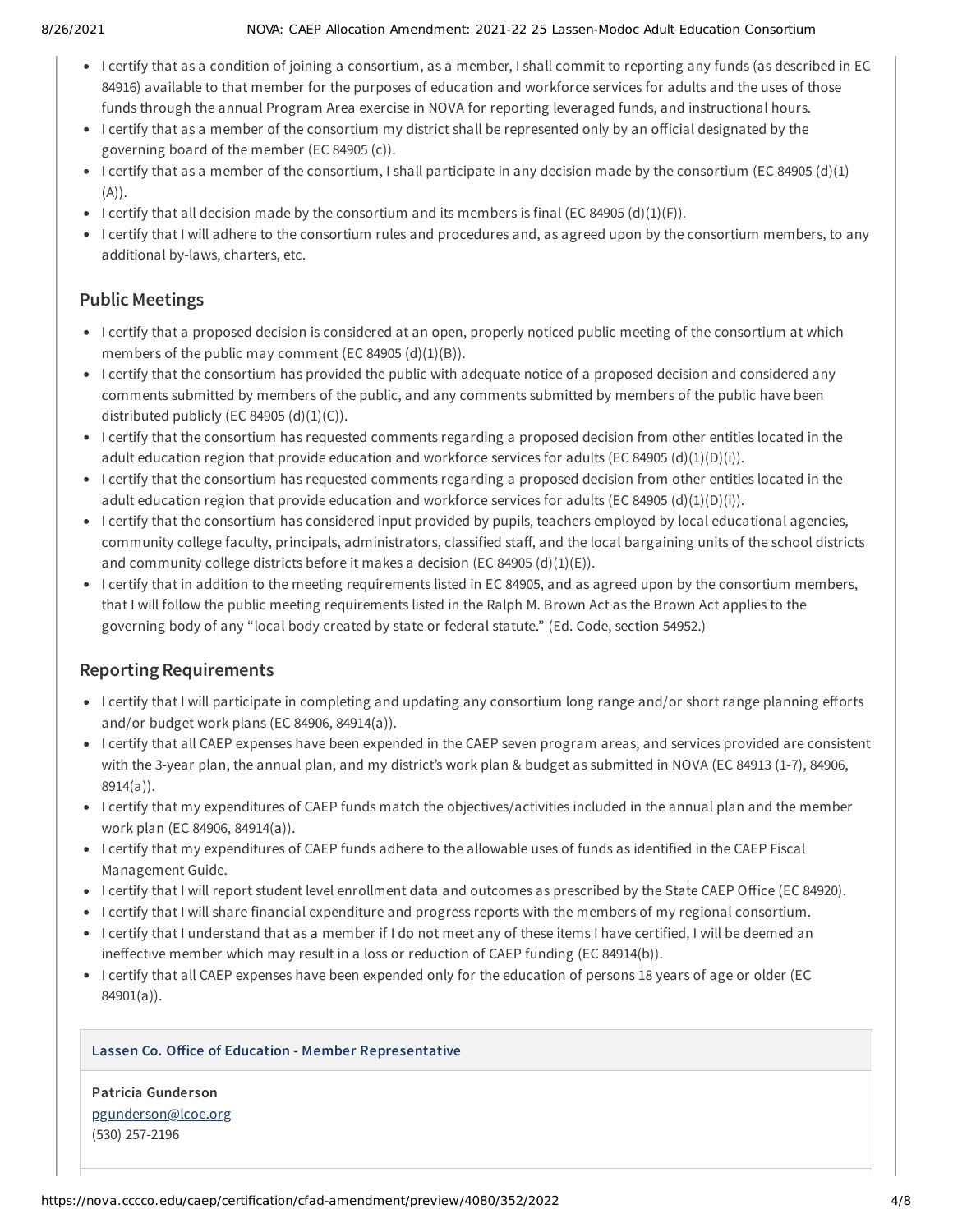- I certify that as a condition of joining a consortium, as a member, I shall commit to reporting any funds (as described in EC 84916) available to that member for the purposes of education and workforce services for adults and the uses of those funds through the annual Program Area exercise in NOVA for reporting leveraged funds, and instructional hours.
- I certify that as a member of the consortium my district shall be represented only by an official designated by the governing board of the member (EC 84905 (c)).
- I certify that as a member of the consortium, I shall participate in any decision made by the consortium (EC 84905 (d)(1)(A)).
- I certify that all decision made by the consortium and its members is final (EC 84905 (d)(1)(F)).
- I certify that I will adhere to the consortium rules and procedures and, as agreed upon by the consortium members, to any additional by-laws, charters, etc.

## Public Meetings

- I certify that a proposed decision is considered at an open, properly noticed public meeting of the consortium at which members of the public may comment (EC 84905 (d)(1)(B)).
- I certify that the consortium has provided the public with adequate notice of a proposed decision and considered any comments submitted by members of the public, and any comments submitted by members of the public have been distributed publicly (EC 84905 (d)(1)(C)).
- I certify that the consortium has requested comments regarding a proposed decision from other entities located in the adult education region that provide education and workforce services for adults (EC 84905 (d)(1)(D)(i)).
- I certify that the consortium has requested comments regarding a proposed decision from other entities located in the adult education region that provide education and workforce services for adults (EC 84905 (d)(1)(D)(i)).
- I certify that the consortium has considered input provided by pupils, teachers employed by local educational agencies, community college faculty, principals, administrators, classified staff, and the local bargaining units of the school districts and community college districts before it makes a decision (EC 84905 (d)(1)(E)).
- I certify that in addition to the meeting requirements listed in EC 84905, and as agreed upon by the consortium members, that I will follow the public meeting requirements listed in the Ralph M. Brown Act as the Brown Act applies to the governing body of any "local body created by state or federal statute." (Ed. Code, section 54952.)

## Reporting Requirements

- I certify that I will participate in completing and updating any consortium long range and/or short range planning efforts and/or budget work plans (EC 84906, 84914(a)).
- I certify that all CAEP expenses have been expended in the CAEP seven program areas, and services provided are consistent with the 3-year plan, the annual plan, and my district's work plan & budget as submitted in NOVA (EC 84913 (1-7), 84906, 8914(a)).
- I certify that my expenditures of CAEP funds match the objectives/activities included in the annual plan and the member work plan (EC 84906, 84914(a)).
- I certify that my expenditures of CAEP funds adhere to the allowable uses of funds as identified in the CAEP Fiscal Management Guide.
- I certify that I will report student level enrollment data and outcomes as prescribed by the State CAEP Office (EC 84920).
- I certify that I will share financial expenditure and progress reports with the members of my regional consortium.
- I certify that I understand that as a member if I do not meet any of these items I have certified, I will be deemed an ineffective member which may result in a loss or reduction of CAEP funding (EC 84914(b)).
- I certify that all CAEP expenses have been expended only for the education of persons 18 years of age or older (EC 84901(a)).

**Lassen Co. Office of Education - Member Representative**

**Patricia Gunderson**
pgunderson@lcoe.org
(530) 257-2196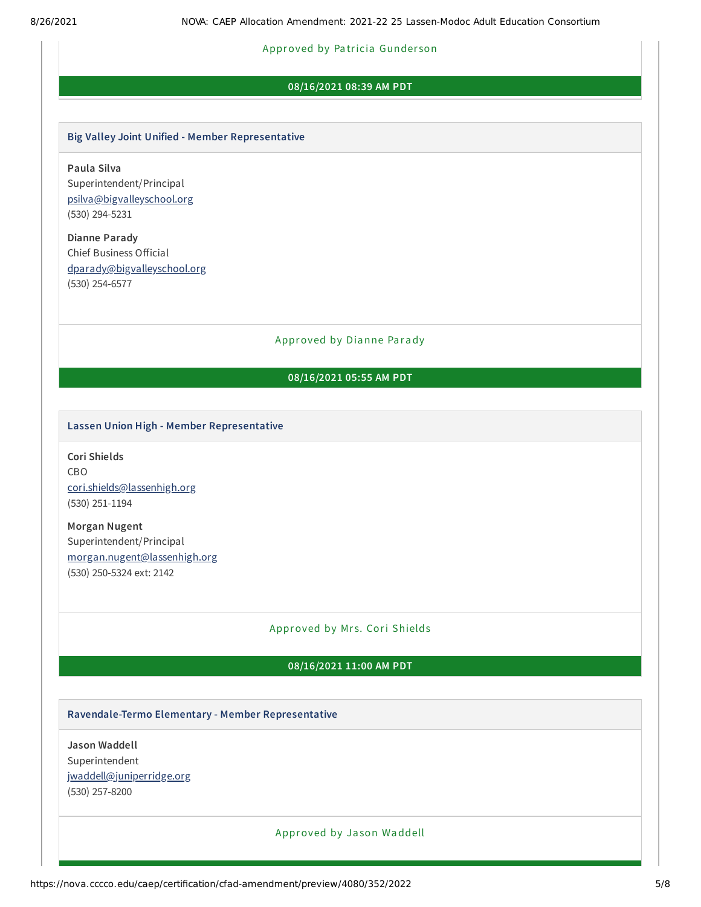Approved by Patricia Gunderson

**08/16/2021 08:39 AM PDT**

### Big Valley Joint Unified - Member Representative

**Paula Silva**
Superintendent/Principal
psilva@bigvalleyschool.org
(530) 294-5231

**Dianne Parady**
Chief Business Official
dparady@bigvalleyschool.org
(530) 254-6577

Approved by Dianne Parady

**08/16/2021 05:55 AM PDT**

### Lassen Union High - Member Representative

**Cori Shields**
CBO
cori.shields@lassenhigh.org
(530) 251-1194

**Morgan Nugent**
Superintendent/Principal
morgan.nugent@lassenhigh.org
(530) 250-5324 ext: 2142

Approved by Mrs. Cori Shields

**08/16/2021 11:00 AM PDT**

### Ravendale-Termo Elementary - Member Representative

**Jason Waddell**
Superintendent
jwaddell@juniperridge.org
(530) 257-8200

Approved by Jason Waddell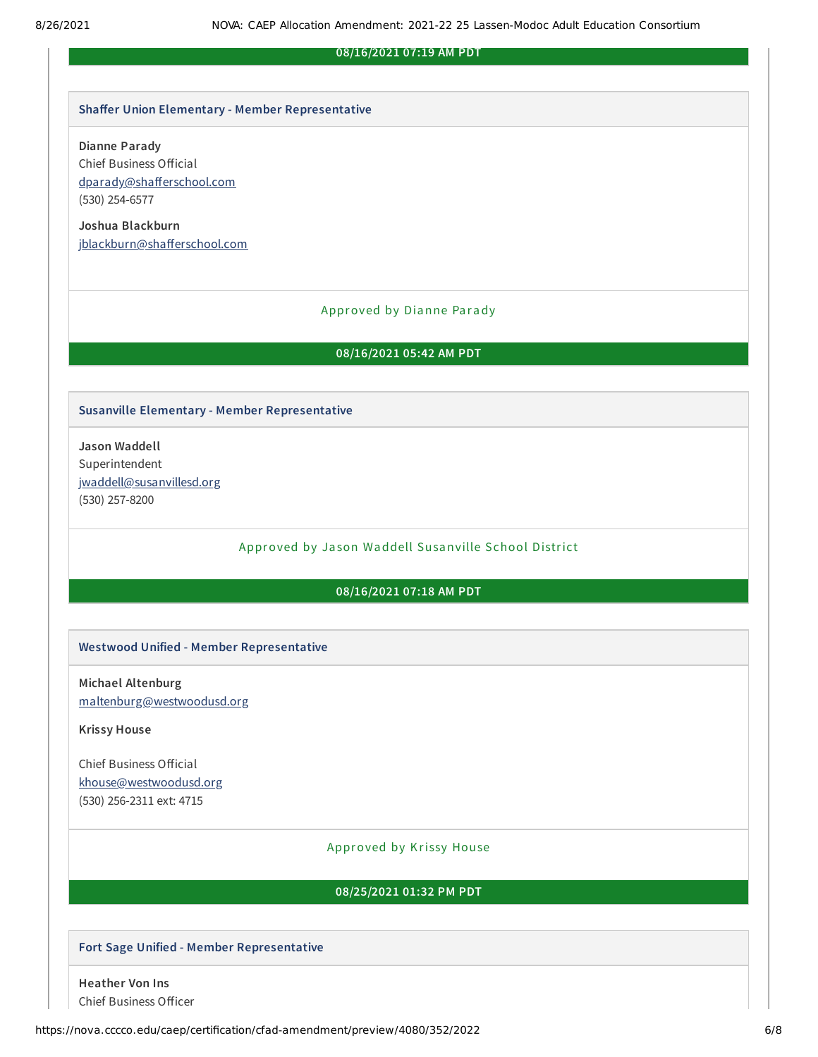08/16/2021 07:19 AM PDT

### Shaffer Union Elementary - Member Representative

**Dianne Parady**
Chief Business Official
dparady@shafferschool.com
(530) 254-6577

**Joshua Blackburn**
jblackburn@shafferschool.com

Approved by Dianne Parady

**08/16/2021 05:42 AM PDT**

### Susanville Elementary - Member Representative

**Jason Waddell**
Superintendent
jwaddell@susanvillesd.org
(530) 257-8200

Approved by Jason Waddell Susanville School District

**08/16/2021 07:18 AM PDT**

### Westwood Unified - Member Representative

**Michael Altenburg**
maltenburg@westwoodusd.org

**Krissy House**

Chief Business Official
khouse@westwoodusd.org
(530) 256-2311 ext: 4715

Approved by Krissy House

**08/25/2021 01:32 PM PDT**

### Fort Sage Unified - Member Representative

**Heather Von Ins**
Chief Business Officer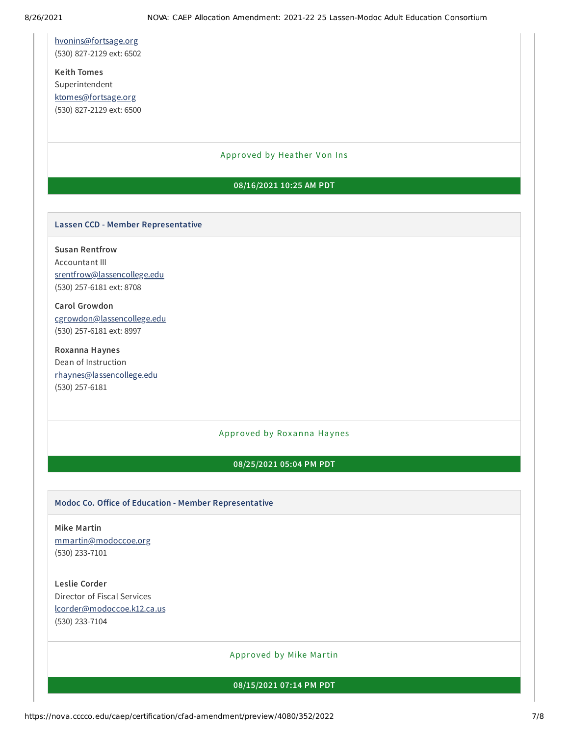hvonins@fortsage.org
(530) 827-2129 ext: 6502

**Keith Tomes**
Superintendent
ktomes@fortsage.org
(530) 827-2129 ext: 6500

Approved by Heather Von Ins

**08/16/2021 10:25 AM PDT**

### Lassen CCD - Member Representative

**Susan Rentfrow**
Accountant III
srentfrow@lassencollege.edu
(530) 257-6181 ext: 8708

**Carol Growdon**
cgrowdon@lassencollege.edu
(530) 257-6181 ext: 8997

**Roxanna Haynes**
Dean of Instruction
rhaynes@lassencollege.edu
(530) 257-6181

Approved by Roxanna Haynes

**08/25/2021 05:04 PM PDT**

### Modoc Co. Office of Education - Member Representative

**Mike Martin**
mmartin@modoccoe.org
(530) 233-7101

**Leslie Corder**
Director of Fiscal Services
lcorder@modoccoe.k12.ca.us
(530) 233-7104

Approved by Mike Martin

**08/15/2021 07:14 PM PDT**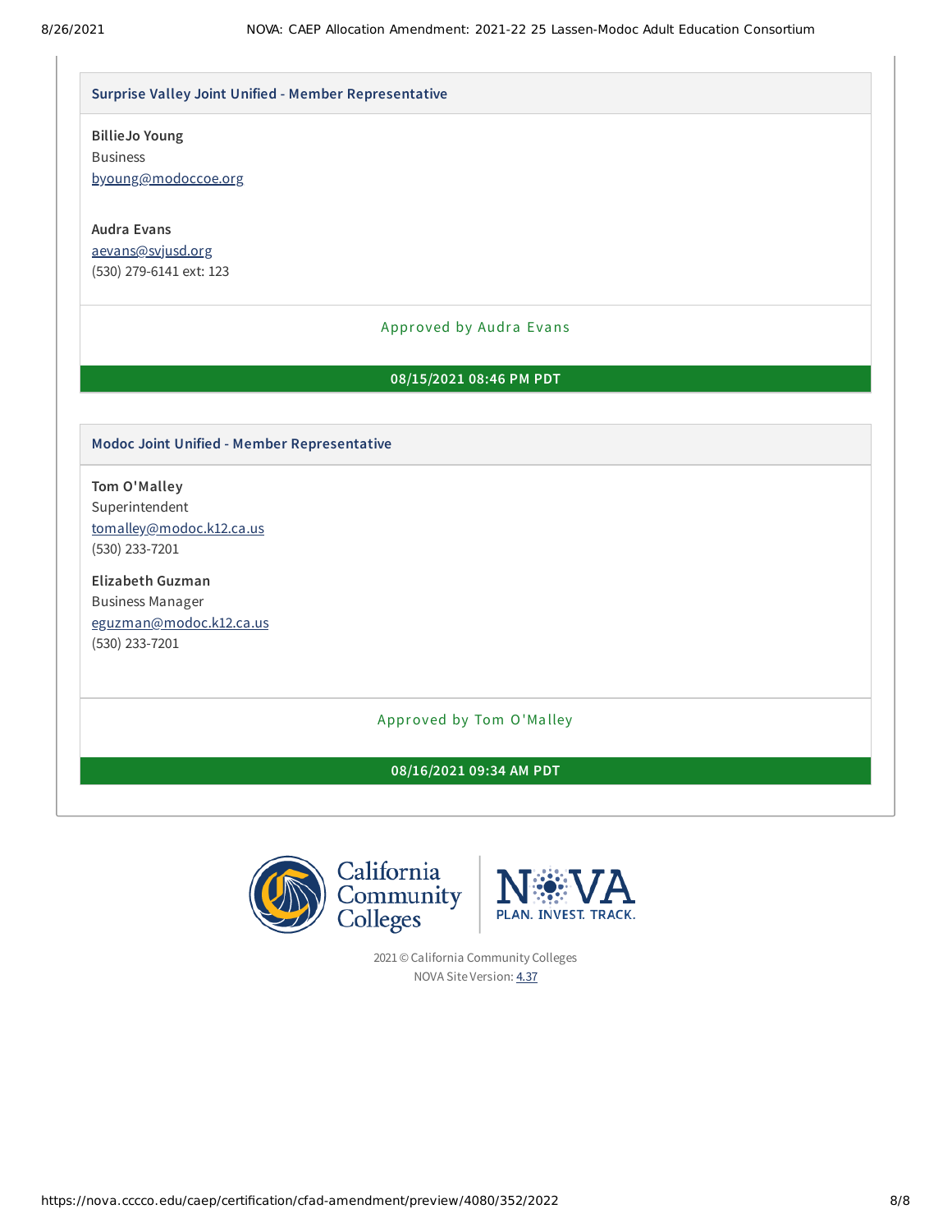### Surprise Valley Joint Unified - Member Representative

**BillieJo Young**
Business
byoung@modoccoe.org

**Audra Evans**
aevans@svjusd.org
(530) 279-6141 ext: 123

Approved by Audra Evans

**08/15/2021 08:46 PM PDT**

### Modoc Joint Unified - Member Representative

**Tom O'Malley**
Superintendent
tomalley@modoc.k12.ca.us
(530) 233-7201

**Elizabeth Guzman**
Business Manager
eguzman@modoc.k12.ca.us
(530) 233-7201

Approved by Tom O'Malley

**08/16/2021 09:34 AM PDT**

California Community Colleges | NOVA PLAN. INVEST. TRACK.

2021 © California Community Colleges
NOVA Site Version: 4.37